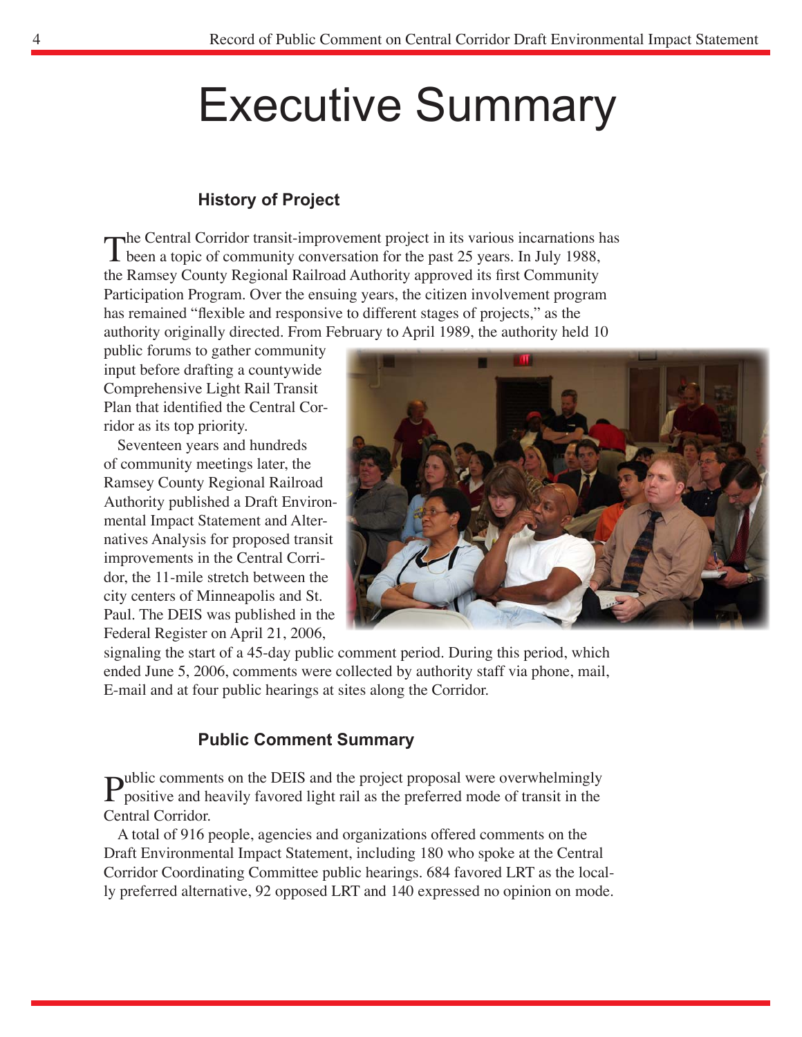# Executive Summary

## History of Project

The Central Corridor transit-improvement project in its various incarnations has been a topic of community conversation for the past 25 years. In July 1988, the Ramsey County Regional Railroad Authority approved its first Community Participation Program. Over the ensuing years, the citizen involvement program has remained "flexible and responsive to different stages of projects," as the authority originally directed. From February to April 1989, the authority held 10 public forums to gather community input before drafting a countywide Comprehensive Light Rail Transit Plan that identified the Central Corridor as its top priority.

Seventeen years and hundreds of community meetings later, the Ramsey County Regional Railroad Authority published a Draft Environmental Impact Statement and Alternatives Analysis for proposed transit improvements in the Central Corridor, the 11-mile stretch between the city centers of Minneapolis and St. Paul. The DEIS was published in the Federal Register on April 21, 2006, signaling the start of a 45-day public comment period. During this period, which ended June 5, 2006, comments were collected by authority staff via phone, mail, E-mail and at four public hearings at sites along the Corridor.

## Public Comment Summary

Public comments on the DEIS and the project proposal were overwhelmingly positive and heavily favored light rail as the preferred mode of transit in the Central Corridor.

A total of 916 people, agencies and organizations offered comments on the Draft Environmental Impact Statement, including 180 who spoke at the Central Corridor Coordinating Committee public hearings. 684 favored LRT as the locally preferred alternative, 92 opposed LRT and 140 expressed no opinion on mode.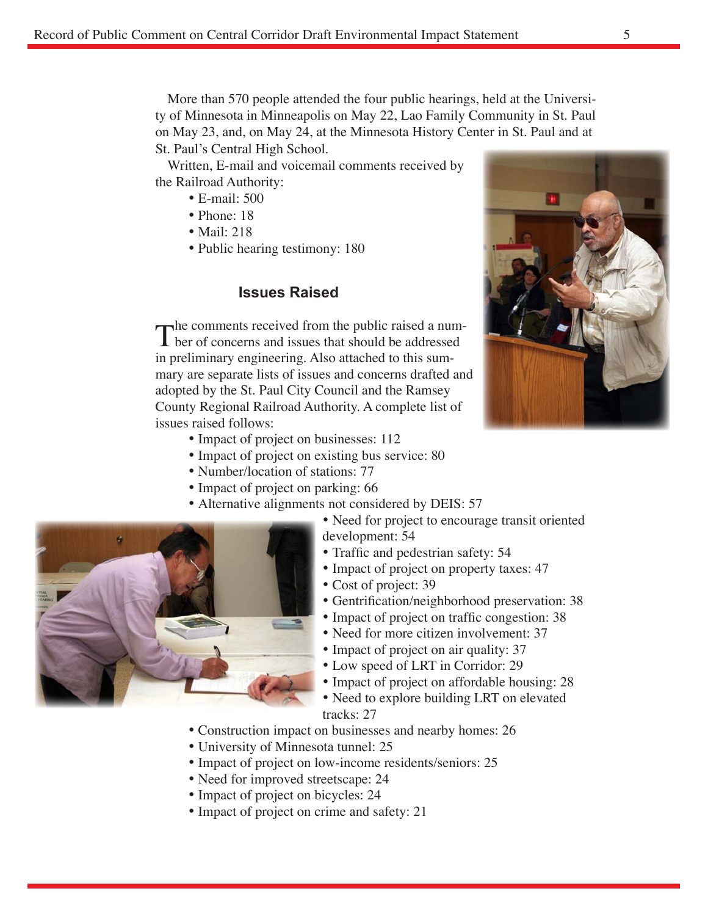More than 570 people attended the four public hearings, held at the University of Minnesota in Minneapolis on May 22, Lao Family Community in St. Paul on May 23, and, on May 24, at the Minnesota History Center in St. Paul and at St. Paul's Central High School.

Written, E-mail and voicemail comments received by the Railroad Authority:

- E-mail: 500
- Phone: 18
- Mail: 218
- Public hearing testimony: 180

### Issues Raised

The comments received from the public raised a number of concerns and issues that should be addressed in preliminary engineering. Also attached to this summary are separate lists of issues and concerns drafted and adopted by the St. Paul City Council and the Ramsey County Regional Railroad Authority. A complete list of issues raised follows:

- Impact of project on businesses: 112
- Impact of project on existing bus service: 80
- Number/location of stations: 77
- Impact of project on parking: 66
- Alternative alignments not considered by DEIS: 57
- Need for project to encourage transit oriented development: 54
- Traffic and pedestrian safety: 54
- Impact of project on property taxes: 47
- Cost of project: 39
- Gentrification/neighborhood preservation: 38
- Impact of project on traffic congestion: 38
- Need for more citizen involvement: 37
- Impact of project on air quality: 37
- Low speed of LRT in Corridor: 29
- Impact of project on affordable housing: 28
- Need to explore building LRT on elevated tracks: 27
- Construction impact on businesses and nearby homes: 26
- University of Minnesota tunnel: 25
- Impact of project on low-income residents/seniors: 25
- Need for improved streetscape: 24
- Impact of project on bicycles: 24
- Impact of project on crime and safety: 21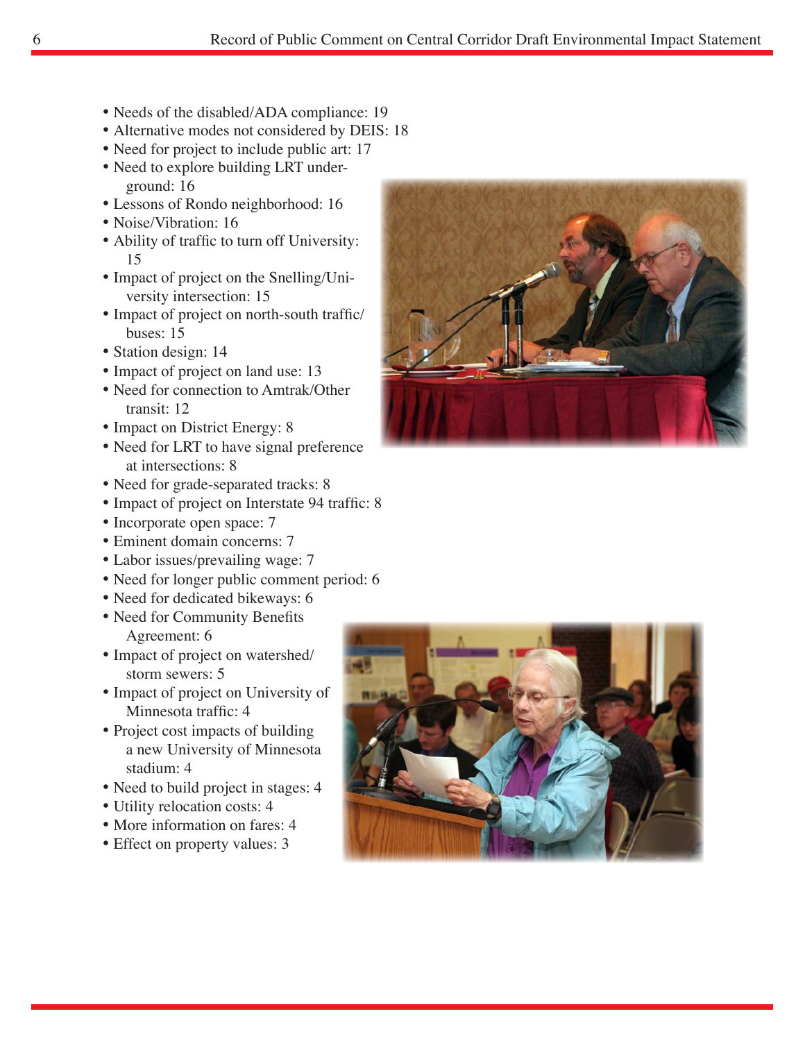- Needs of the disabled/ADA compliance: 19
- Alternative modes not considered by DEIS: 18
- Need for project to include public art: 17
- Need to explore building LRT underground: 16
- Lessons of Rondo neighborhood: 16
- Noise/Vibration: 16
- Ability of traffic to turn off University: 15
- Impact of project on the Snelling/University intersection: 15
- Impact of project on north-south traffic/buses: 15
- Station design: 14
- Impact of project on land use: 13
- Need for connection to Amtrak/Other transit: 12
- Impact on District Energy: 8
- Need for LRT to have signal preference at intersections: 8
- Need for grade-separated tracks: 8
- Impact of project on Interstate 94 traffic: 8
- Incorporate open space: 7
- Eminent domain concerns: 7
- Labor issues/prevailing wage: 7
- Need for longer public comment period: 6
- Need for dedicated bikeways: 6
- Need for Community Benefits Agreement: 6
- Impact of project on watershed/storm sewers: 5
- Impact of project on University of Minnesota traffic: 4
- Project cost impacts of building a new University of Minnesota stadium: 4
- Need to build project in stages: 4
- Utility relocation costs: 4
- More information on fares: 4
- Effect on property values: 3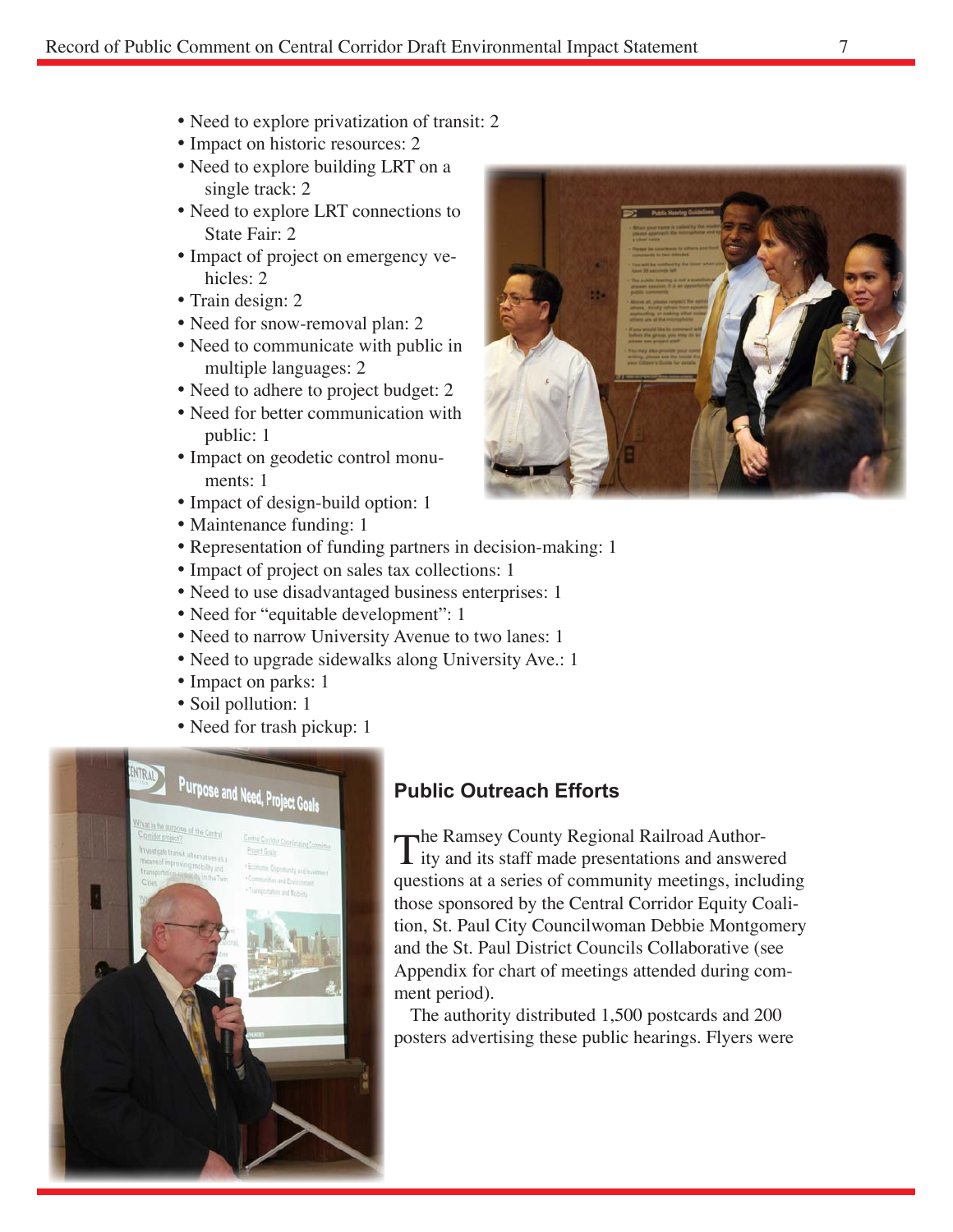- Need to explore privatization of transit: 2
- Impact on historic resources: 2
- Need to explore building LRT on a single track: 2
- Need to explore LRT connections to State Fair: 2
- Impact of project on emergency vehicles: 2
- Train design: 2
- Need for snow-removal plan: 2
- Need to communicate with public in multiple languages: 2
- Need to adhere to project budget: 2
- Need for better communication with public: 1
- Impact on geodetic control monuments: 1
- Impact of design-build option: 1
- Maintenance funding: 1
- Representation of funding partners in decision-making: 1
- Impact of project on sales tax collections: 1
- Need to use disadvantaged business enterprises: 1
- Need for "equitable development": 1
- Need to narrow University Avenue to two lanes: 1
- Need to upgrade sidewalks along University Ave.: 1
- Impact on parks: 1
- Soil pollution: 1
- Need for trash pickup: 1

## Public Outreach Efforts

The Ramsey County Regional Railroad Authority and its staff made presentations and answered questions at a series of community meetings, including those sponsored by the Central Corridor Equity Coalition, St. Paul City Councilwoman Debbie Montgomery and the St. Paul District Councils Collaborative (see Appendix for chart of meetings attended during comment period).

The authority distributed 1,500 postcards and 200 posters advertising these public hearings. Flyers were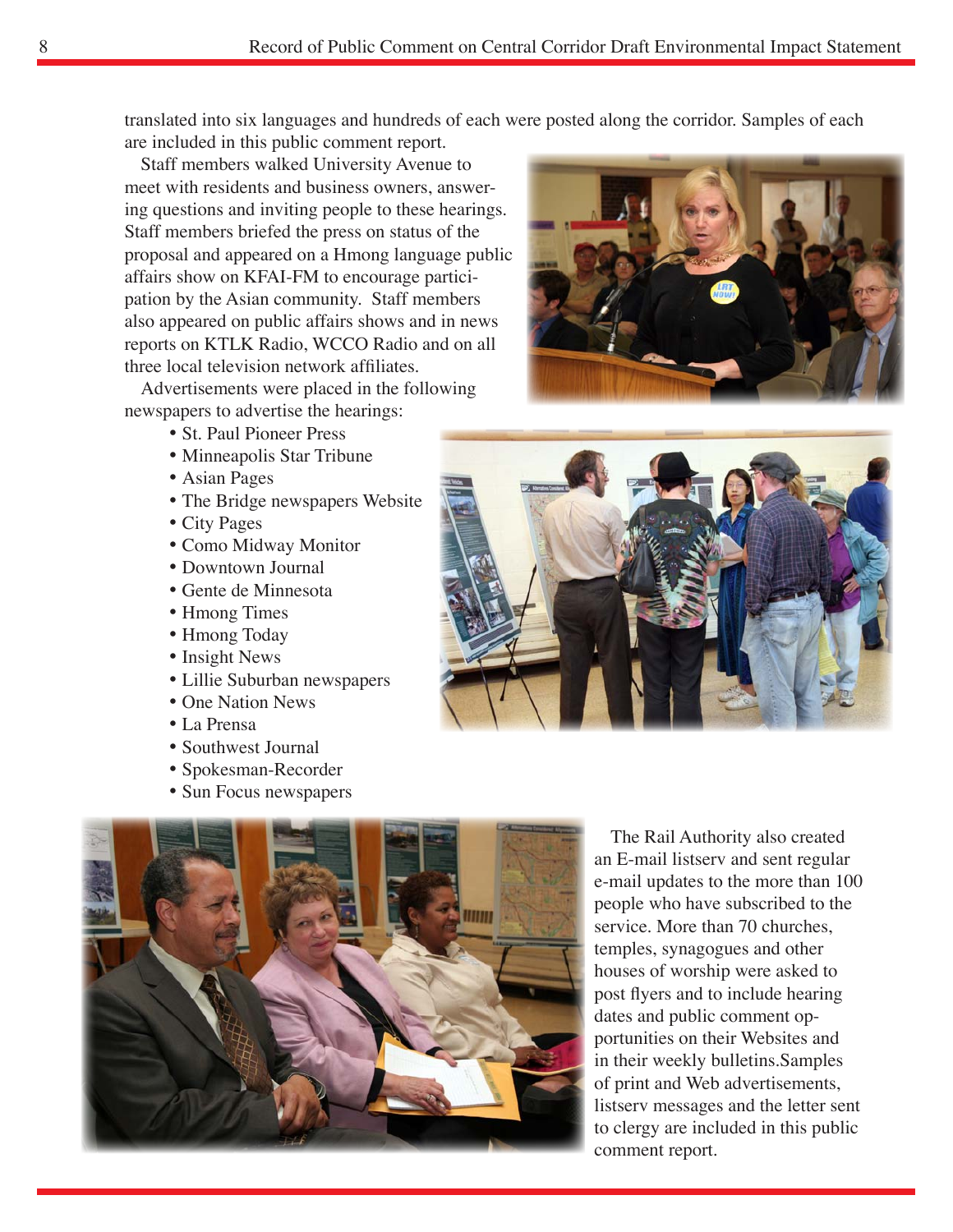translated into six languages and hundreds of each were posted along the corridor. Samples of each are included in this public comment report.

Staff members walked University Avenue to meet with residents and business owners, answering questions and inviting people to these hearings. Staff members briefed the press on status of the proposal and appeared on a Hmong language public affairs show on KFAI-FM to encourage participation by the Asian community. Staff members also appeared on public affairs shows and in news reports on KTLK Radio, WCCO Radio and on all three local television network affiliates.

Advertisements were placed in the following newspapers to advertise the hearings:

- St. Paul Pioneer Press
- Minneapolis Star Tribune
- Asian Pages
- The Bridge newspapers Website
- City Pages
- Como Midway Monitor
- Downtown Journal
- Gente de Minnesota
- Hmong Times
- Hmong Today
- Insight News
- Lillie Suburban newspapers
- One Nation News
- La Prensa
- Southwest Journal
- Spokesman-Recorder
- Sun Focus newspapers

The Rail Authority also created an E-mail listserv and sent regular e-mail updates to the more than 100 people who have subscribed to the service. More than 70 churches, temples, synagogues and other houses of worship were asked to post flyers and to include hearing dates and public comment opportunities on their Websites and in their weekly bulletins.Samples of print and Web advertisements, listserv messages and the letter sent to clergy are included in this public comment report.